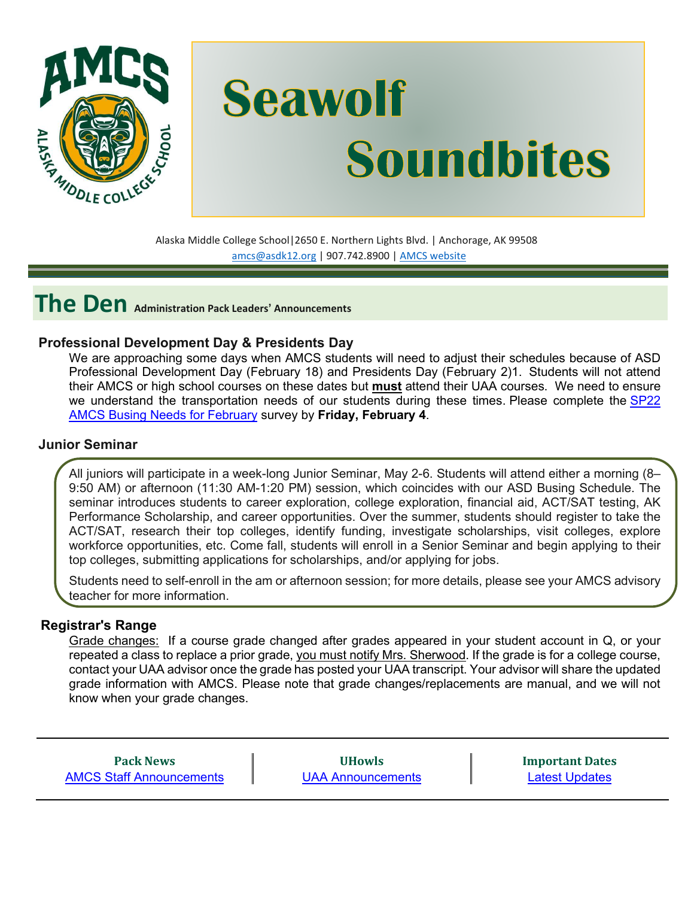# Seawolf Soundbites

Alaska Middle College School|2650 E. Northern Lights Blvd. | Anchorage, AK 99508
amcs@asdk12.org | 907.742.8900 | AMCS website

## The Den Administration Pack Leaders' Announcements

### Professional Development Day & Presidents Day

We are approaching some days when AMCS students will need to adjust their schedules because of ASD Professional Development Day (February 18) and Presidents Day (February 2)1. Students will not attend their AMCS or high school courses on these dates but **must** attend their UAA courses. We need to ensure we understand the transportation needs of our students during these times. Please complete the SP22 AMCS Busing Needs for February survey by **Friday, February 4**.

### Junior Seminar

All juniors will participate in a week-long Junior Seminar, May 2-6. Students will attend either a morning (8–9:50 AM) or afternoon (11:30 AM-1:20 PM) session, which coincides with our ASD Busing Schedule. The seminar introduces students to career exploration, college exploration, financial aid, ACT/SAT testing, AK Performance Scholarship, and career opportunities. Over the summer, students should register to take the ACT/SAT, research their top colleges, identify funding, investigate scholarships, visit colleges, explore workforce opportunities, etc. Come fall, students will enroll in a Senior Seminar and begin applying to their top colleges, submitting applications for scholarships, and/or applying for jobs.

Students need to self-enroll in the am or afternoon session; for more details, please see your AMCS advisory teacher for more information.

### Registrar's Range

Grade changes: If a course grade changed after grades appeared in your student account in Q, or your repeated a class to replace a prior grade, you must notify Mrs. Sherwood. If the grade is for a college course, contact your UAA advisor once the grade has posted your UAA transcript. Your advisor will share the updated grade information with AMCS. Please note that grade changes/replacements are manual, and we will not know when your grade changes.

| Pack News | UHowls | Important Dates |
| --- | --- | --- |
| AMCS Staff Announcements | UAA Announcements | Latest Updates |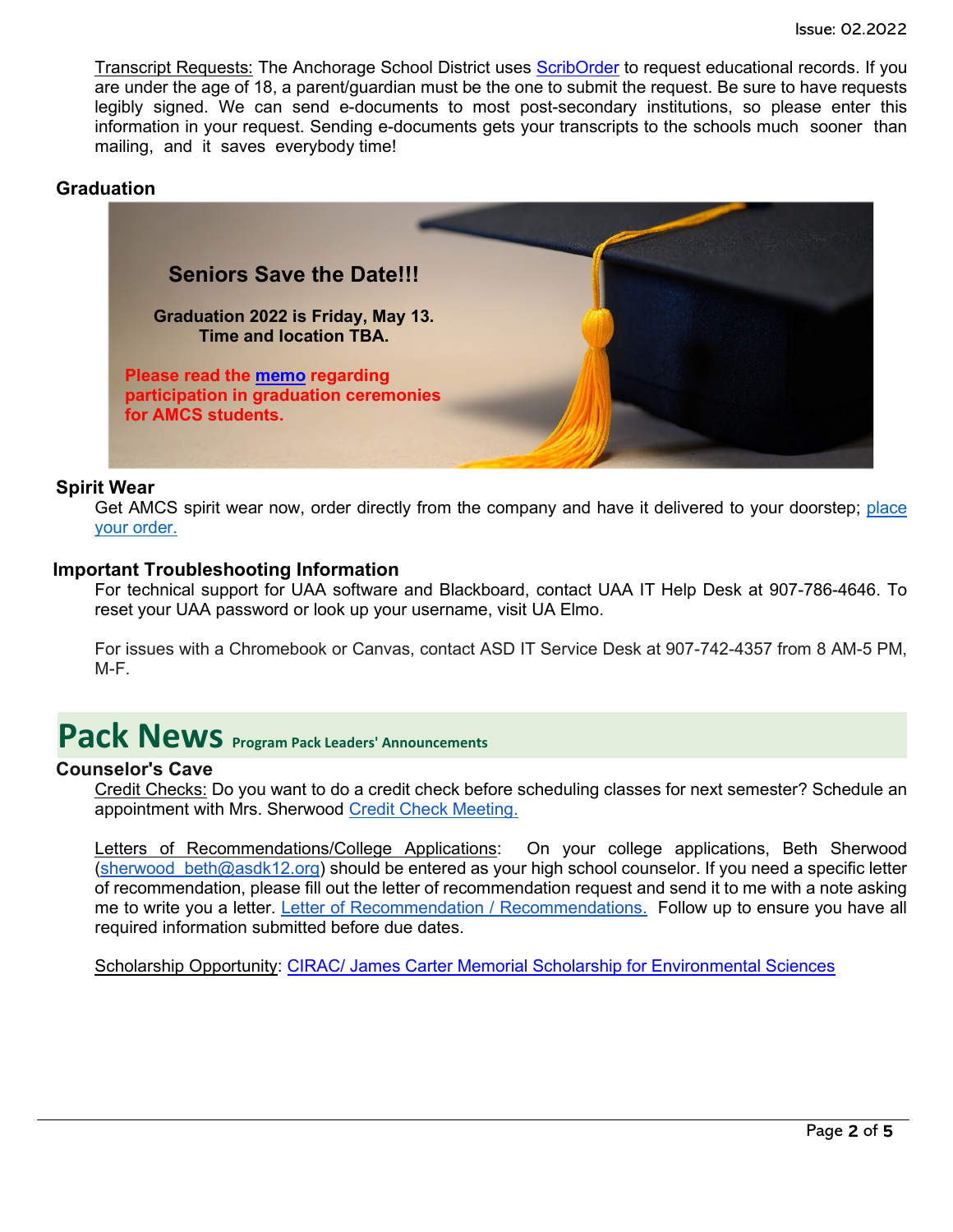Transcript Requests: The Anchorage School District uses ScribOrder to request educational records. If you are under the age of 18, a parent/guardian must be the one to submit the request. Be sure to have requests legibly signed. We can send e-documents to most post-secondary institutions, so please enter this information in your request. Sending e-documents gets your transcripts to the schools much sooner than mailing, and it saves everybody time!

## Graduation

**Seniors Save the Date!!!**

**Graduation 2022 is Friday, May 13.**
**Time and location TBA.**

**Please read the memo regarding participation in graduation ceremonies for AMCS students.**

## Spirit Wear

Get AMCS spirit wear now, order directly from the company and have it delivered to your doorstep; place your order.

## Important Troubleshooting Information

For technical support for UAA software and Blackboard, contact UAA IT Help Desk at 907-786-4646. To reset your UAA password or look up your username, visit UA Elmo.

For issues with a Chromebook or Canvas, contact ASD IT Service Desk at 907-742-4357 from 8 AM-5 PM, M-F.

# Pack News Program Pack Leaders' Announcements

## Counselor's Cave

Credit Checks: Do you want to do a credit check before scheduling classes for next semester? Schedule an appointment with Mrs. Sherwood Credit Check Meeting.

Letters of Recommendations/College Applications: On your college applications, Beth Sherwood (sherwood_beth@asdk12.org) should be entered as your high school counselor. If you need a specific letter of recommendation, please fill out the letter of recommendation request and send it to me with a note asking me to write you a letter. Letter of Recommendation / Recommendations. Follow up to ensure you have all required information submitted before due dates.

Scholarship Opportunity: CIRAC/ James Carter Memorial Scholarship for Environmental Sciences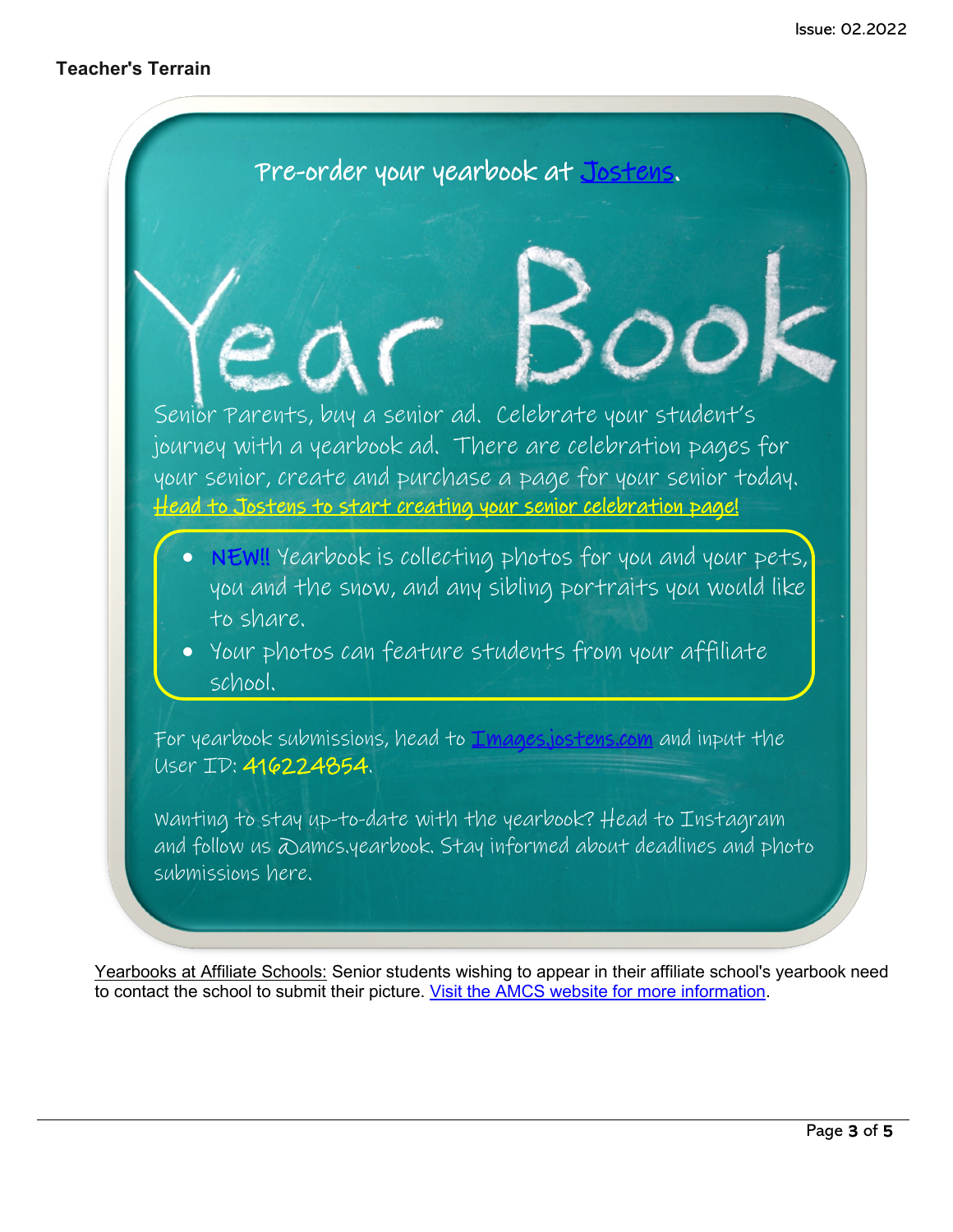## Teacher's Terrain

Pre-order your yearbook at [Jostens](Jostens).

# Year Book

Senior Parents, buy a senior ad. Celebrate your student's journey with a yearbook ad. There are celebration pages for your senior, create and purchase a page for your senior today. Head to Jostens to start creating your senior celebration page!

- NEW!! Yearbook is collecting photos for you and your pets, you and the snow, and any sibling portraits you would like to share.
- Your photos can feature students from your affiliate school.

For yearbook submissions, head to Images.jostens.com and input the User ID: 416224854.

Wanting to stay up-to-date with the yearbook? Head to Instagram and follow us @amcs.yearbook. Stay informed about deadlines and photo submissions here.

Yearbooks at Affiliate Schools: Senior students wishing to appear in their affiliate school's yearbook need to contact the school to submit their picture. Visit the AMCS website for more information.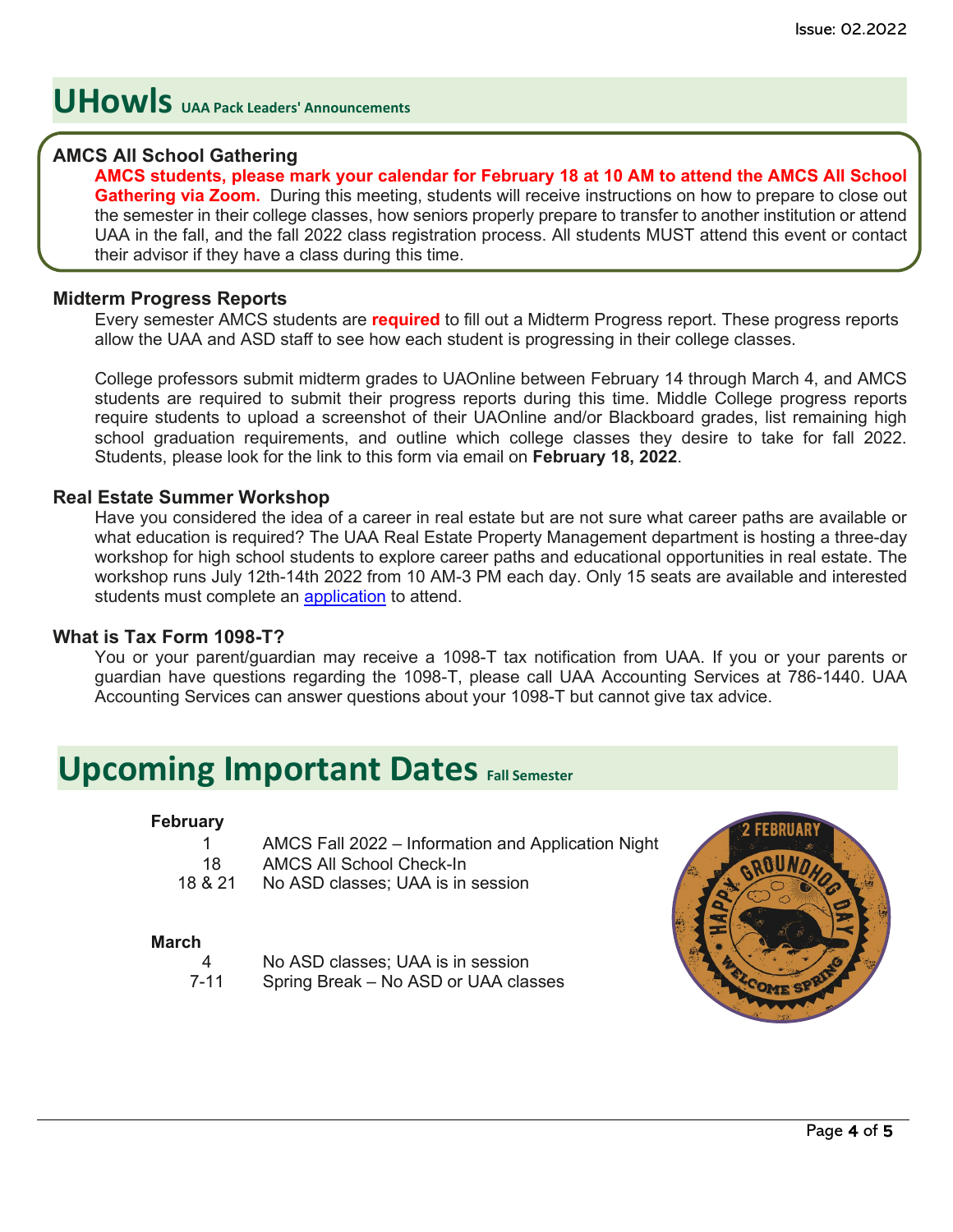Issue: 02.2022

# UHowls UAA Pack Leaders' Announcements

### AMCS All School Gathering

**AMCS students, please mark your calendar for February 18 at 10 AM to attend the AMCS All School Gathering via Zoom.** During this meeting, students will receive instructions on how to prepare to close out the semester in their college classes, how seniors properly prepare to transfer to another institution or attend UAA in the fall, and the fall 2022 class registration process. All students MUST attend this event or contact their advisor if they have a class during this time.

### Midterm Progress Reports

Every semester AMCS students are **required** to fill out a Midterm Progress report. These progress reports allow the UAA and ASD staff to see how each student is progressing in their college classes.

College professors submit midterm grades to UAOnline between February 14 through March 4, and AMCS students are required to submit their progress reports during this time. Middle College progress reports require students to upload a screenshot of their UAOnline and/or Blackboard grades, list remaining high school graduation requirements, and outline which college classes they desire to take for fall 2022. Students, please look for the link to this form via email on **February 18, 2022**.

### Real Estate Summer Workshop

Have you considered the idea of a career in real estate but are not sure what career paths are available or what education is required? The UAA Real Estate Property Management department is hosting a three-day workshop for high school students to explore career paths and educational opportunities in real estate. The workshop runs July 12th-14th 2022 from 10 AM-3 PM each day. Only 15 seats are available and interested students must complete an application to attend.

### What is Tax Form 1098-T?

You or your parent/guardian may receive a 1098-T tax notification from UAA. If you or your parents or guardian have questions regarding the 1098-T, please call UAA Accounting Services at 786-1440. UAA Accounting Services can answer questions about your 1098-T but cannot give tax advice.

# Upcoming Important Dates Fall Semester

**February**

| | |
|---|---|
| 1 | AMCS Fall 2022 – Information and Application Night |
| 18 | AMCS All School Check-In |
| 18 & 21 | No ASD classes; UAA is in session |

**March**

| | |
|---|---|
| 4 | No ASD classes; UAA is in session |
| 7-11 | Spring Break – No ASD or UAA classes |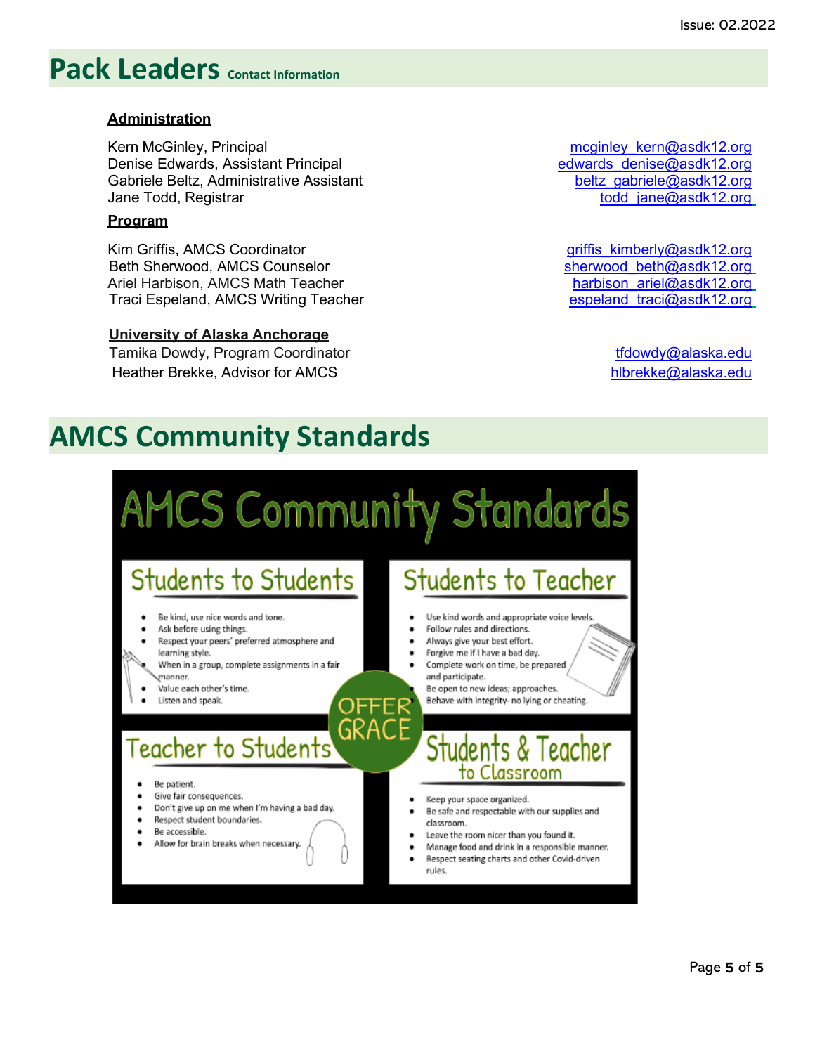## Pack Leaders Contact Information

**Administration**

| | |
|---|---|
| Kern McGinley, Principal | mcginley_kern@asdk12.org |
| Denise Edwards, Assistant Principal | edwards_denise@asdk12.org |
| Gabriele Beltz, Administrative Assistant | beltz_gabriele@asdk12.org |
| Jane Todd, Registrar | todd_jane@asdk12.org |

**Program**

| | |
|---|---|
| Kim Griffis, AMCS Coordinator | griffis_kimberly@asdk12.org |
| Beth Sherwood, AMCS Counselor | sherwood_beth@asdk12.org |
| Ariel Harbison, AMCS Math Teacher | harbison_ariel@asdk12.org |
| Traci Espeland, AMCS Writing Teacher | espeland_traci@asdk12.org |

**University of Alaska Anchorage**

| | |
|---|---|
| Tamika Dowdy, Program Coordinator | tfdowdy@alaska.edu |
| Heather Brekke, Advisor for AMCS | hlbrekke@alaska.edu |

## AMCS Community Standards

# AMCS Community Standards

### Students to Students

- Be kind, use nice words and tone.
- Ask before using things.
- Respect your peers' preferred atmosphere and learning style.
- When in a group, complete assignments in a fair manner.
- Value each other's time.
- Listen and speak.

### Students to Teacher

- Use kind words and appropriate voice levels.
- Follow rules and directions.
- Always give your best effort.
- Forgive me if I have a bad day.
- Complete work on time, be prepared and participate.
- Be open to new ideas; approaches.
- Behave with integrity- no lying or cheating.

OFFER GRACE

### Teacher to Students

- Be patient.
- Give fair consequences.
- Don't give up on me when I'm having a bad day.
- Respect student boundaries.
- Be accessible.
- Allow for brain breaks when necessary.

### Students & Teacher to Classroom

- Keep your space organized.
- Be safe and respectable with our supplies and classroom.
- Leave the room nicer than you found it.
- Manage food and drink in a responsible manner.
- Respect seating charts and other Covid-driven rules.